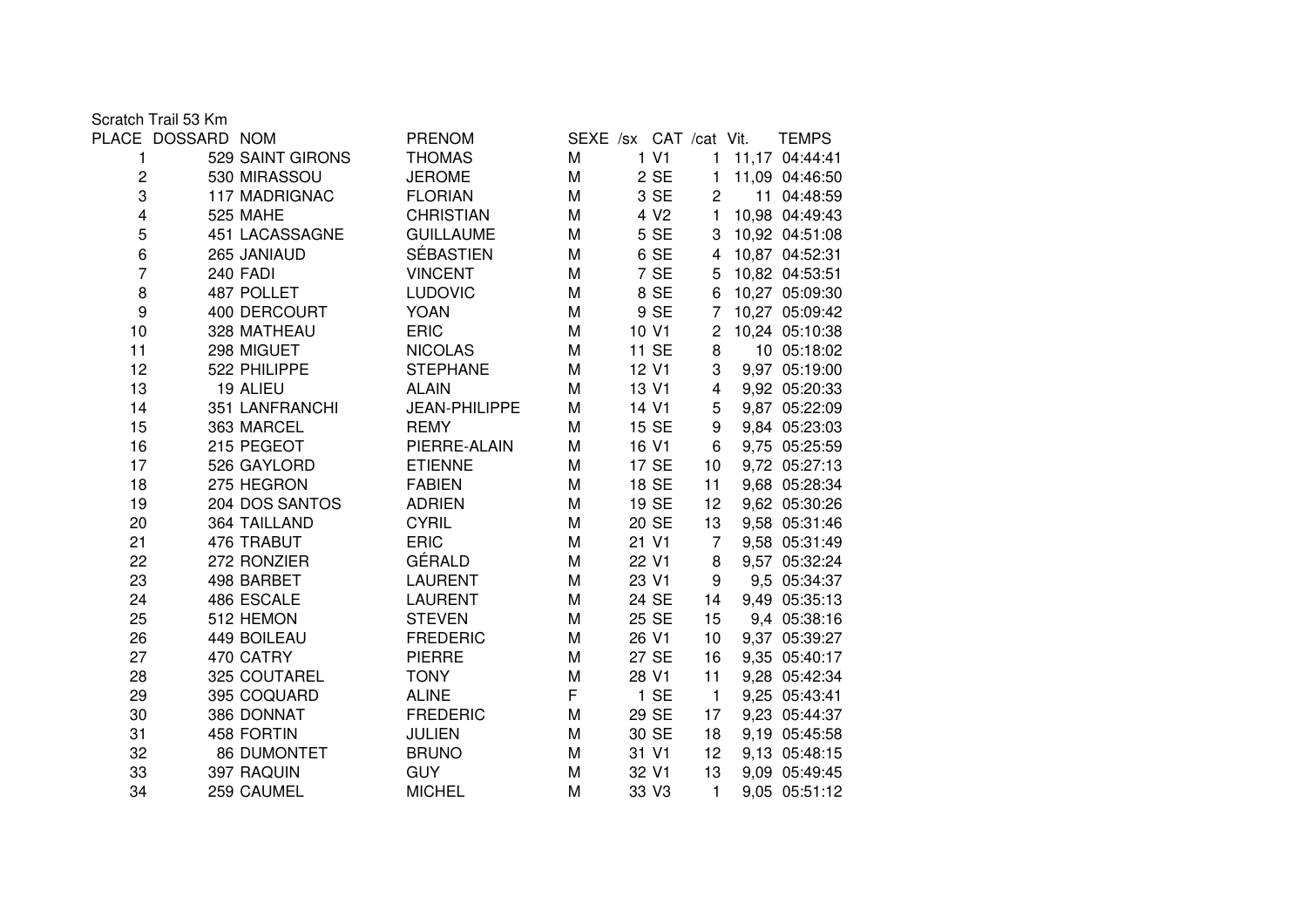Scratch Trail 53 Km

| PLACE | DOSSARD | NOM | PRENOM | SEXE | /sx | CAT | /cat | Vit. | TEMPS |
|---|---|---|---|---|---|---|---|---|---|
| 1 | 529 | SAINT GIRONS | THOMAS | M | 1 | V1 | 1 | 11,17 | 04:44:41 |
| 2 | 530 | MIRASSOU | JEROME | M | 2 | SE | 1 | 11,09 | 04:46:50 |
| 3 | 117 | MADRIGNAC | FLORIAN | M | 3 | SE | 2 | 11 | 04:48:59 |
| 4 | 525 | MAHE | CHRISTIAN | M | 4 | V2 | 1 | 10,98 | 04:49:43 |
| 5 | 451 | LACASSAGNE | GUILLAUME | M | 5 | SE | 3 | 10,92 | 04:51:08 |
| 6 | 265 | JANIAUD | SÉBASTIEN | M | 6 | SE | 4 | 10,87 | 04:52:31 |
| 7 | 240 | FADI | VINCENT | M | 7 | SE | 5 | 10,82 | 04:53:51 |
| 8 | 487 | POLLET | LUDOVIC | M | 8 | SE | 6 | 10,27 | 05:09:30 |
| 9 | 400 | DERCOURT | YOAN | M | 9 | SE | 7 | 10,27 | 05:09:42 |
| 10 | 328 | MATHEAU | ERIC | M | 10 | V1 | 2 | 10,24 | 05:10:38 |
| 11 | 298 | MIGUET | NICOLAS | M | 11 | SE | 8 | 10 | 05:18:02 |
| 12 | 522 | PHILIPPE | STEPHANE | M | 12 | V1 | 3 | 9,97 | 05:19:00 |
| 13 | 19 | ALIEU | ALAIN | M | 13 | V1 | 4 | 9,92 | 05:20:33 |
| 14 | 351 | LANFRANCHI | JEAN-PHILIPPE | M | 14 | V1 | 5 | 9,87 | 05:22:09 |
| 15 | 363 | MARCEL | REMY | M | 15 | SE | 9 | 9,84 | 05:23:03 |
| 16 | 215 | PEGEOT | PIERRE-ALAIN | M | 16 | V1 | 6 | 9,75 | 05:25:59 |
| 17 | 526 | GAYLORD | ETIENNE | M | 17 | SE | 10 | 9,72 | 05:27:13 |
| 18 | 275 | HEGRON | FABIEN | M | 18 | SE | 11 | 9,68 | 05:28:34 |
| 19 | 204 | DOS SANTOS | ADRIEN | M | 19 | SE | 12 | 9,62 | 05:30:26 |
| 20 | 364 | TAILLAND | CYRIL | M | 20 | SE | 13 | 9,58 | 05:31:46 |
| 21 | 476 | TRABUT | ERIC | M | 21 | V1 | 7 | 9,58 | 05:31:49 |
| 22 | 272 | RONZIER | GÉRALD | M | 22 | V1 | 8 | 9,57 | 05:32:24 |
| 23 | 498 | BARBET | LAURENT | M | 23 | V1 | 9 | 9,5 | 05:34:37 |
| 24 | 486 | ESCALE | LAURENT | M | 24 | SE | 14 | 9,49 | 05:35:13 |
| 25 | 512 | HEMON | STEVEN | M | 25 | SE | 15 | 9,4 | 05:38:16 |
| 26 | 449 | BOILEAU | FREDERIC | M | 26 | V1 | 10 | 9,37 | 05:39:27 |
| 27 | 470 | CATRY | PIERRE | M | 27 | SE | 16 | 9,35 | 05:40:17 |
| 28 | 325 | COUTAREL | TONY | M | 28 | V1 | 11 | 9,28 | 05:42:34 |
| 29 | 395 | COQUARD | ALINE | F | 1 | SE | 1 | 9,25 | 05:43:41 |
| 30 | 386 | DONNAT | FREDERIC | M | 29 | SE | 17 | 9,23 | 05:44:37 |
| 31 | 458 | FORTIN | JULIEN | M | 30 | SE | 18 | 9,19 | 05:45:58 |
| 32 | 86 | DUMONTET | BRUNO | M | 31 | V1 | 12 | 9,13 | 05:48:15 |
| 33 | 397 | RAQUIN | GUY | M | 32 | V1 | 13 | 9,09 | 05:49:45 |
| 34 | 259 | CAUMEL | MICHEL | M | 33 | V3 | 1 | 9,05 | 05:51:12 |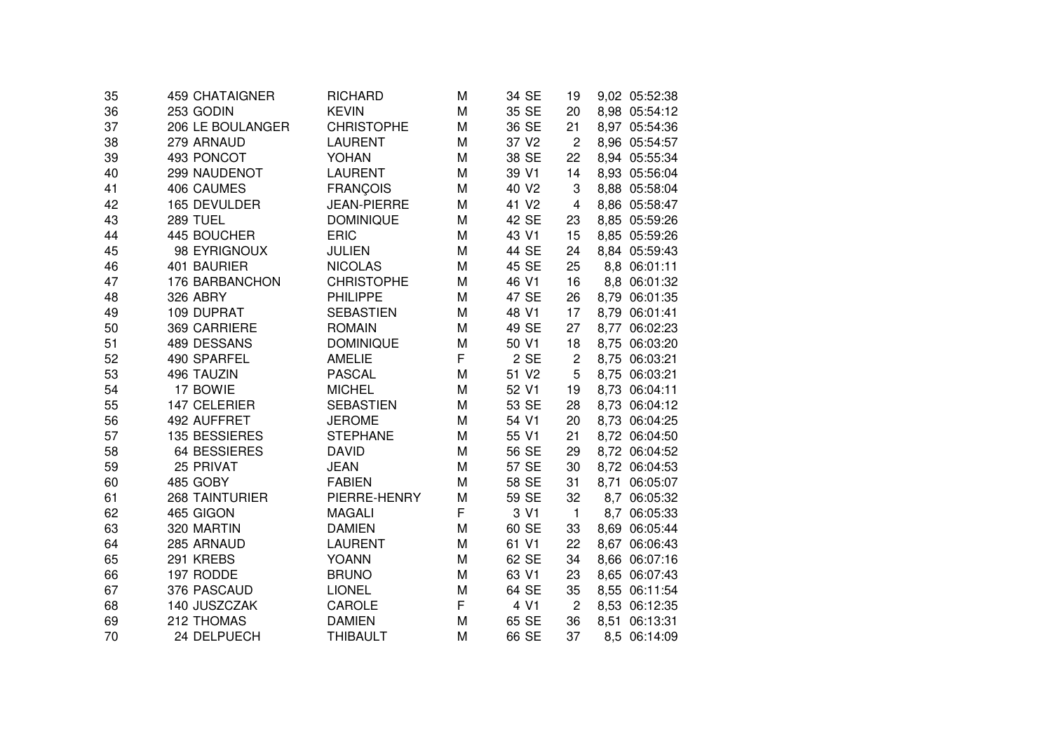| | | | | | | | | | |
|---|---|---|---|---|---|---|---|---|---|
| 35 | 459 | CHATAIGNER | RICHARD | M | 34 | SE | 19 | 9,02 | 05:52:38 |
| 36 | 253 | GODIN | KEVIN | M | 35 | SE | 20 | 8,98 | 05:54:12 |
| 37 | 206 | LE BOULANGER | CHRISTOPHE | M | 36 | SE | 21 | 8,97 | 05:54:36 |
| 38 | 279 | ARNAUD | LAURENT | M | 37 | V2 | 2 | 8,96 | 05:54:57 |
| 39 | 493 | PONCOT | YOHAN | M | 38 | SE | 22 | 8,94 | 05:55:34 |
| 40 | 299 | NAUDENOT | LAURENT | M | 39 | V1 | 14 | 8,93 | 05:56:04 |
| 41 | 406 | CAUMES | FRANÇOIS | M | 40 | V2 | 3 | 8,88 | 05:58:04 |
| 42 | 165 | DEVULDER | JEAN-PIERRE | M | 41 | V2 | 4 | 8,86 | 05:58:47 |
| 43 | 289 | TUEL | DOMINIQUE | M | 42 | SE | 23 | 8,85 | 05:59:26 |
| 44 | 445 | BOUCHER | ERIC | M | 43 | V1 | 15 | 8,85 | 05:59:26 |
| 45 | 98 | EYRIGNOUX | JULIEN | M | 44 | SE | 24 | 8,84 | 05:59:43 |
| 46 | 401 | BAURIER | NICOLAS | M | 45 | SE | 25 | 8,8 | 06:01:11 |
| 47 | 176 | BARBANCHON | CHRISTOPHE | M | 46 | V1 | 16 | 8,8 | 06:01:32 |
| 48 | 326 | ABRY | PHILIPPE | M | 47 | SE | 26 | 8,79 | 06:01:35 |
| 49 | 109 | DUPRAT | SEBASTIEN | M | 48 | V1 | 17 | 8,79 | 06:01:41 |
| 50 | 369 | CARRIERE | ROMAIN | M | 49 | SE | 27 | 8,77 | 06:02:23 |
| 51 | 489 | DESSANS | DOMINIQUE | M | 50 | V1 | 18 | 8,75 | 06:03:20 |
| 52 | 490 | SPARFEL | AMELIE | F | 2 | SE | 2 | 8,75 | 06:03:21 |
| 53 | 496 | TAUZIN | PASCAL | M | 51 | V2 | 5 | 8,75 | 06:03:21 |
| 54 | 17 | BOWIE | MICHEL | M | 52 | V1 | 19 | 8,73 | 06:04:11 |
| 55 | 147 | CELERIER | SEBASTIEN | M | 53 | SE | 28 | 8,73 | 06:04:12 |
| 56 | 492 | AUFFRET | JEROME | M | 54 | V1 | 20 | 8,73 | 06:04:25 |
| 57 | 135 | BESSIERES | STEPHANE | M | 55 | V1 | 21 | 8,72 | 06:04:50 |
| 58 | 64 | BESSIERES | DAVID | M | 56 | SE | 29 | 8,72 | 06:04:52 |
| 59 | 25 | PRIVAT | JEAN | M | 57 | SE | 30 | 8,72 | 06:04:53 |
| 60 | 485 | GOBY | FABIEN | M | 58 | SE | 31 | 8,71 | 06:05:07 |
| 61 | 268 | TAINTURIER | PIERRE-HENRY | M | 59 | SE | 32 | 8,7 | 06:05:32 |
| 62 | 465 | GIGON | MAGALI | F | 3 | V1 | 1 | 8,7 | 06:05:33 |
| 63 | 320 | MARTIN | DAMIEN | M | 60 | SE | 33 | 8,69 | 06:05:44 |
| 64 | 285 | ARNAUD | LAURENT | M | 61 | V1 | 22 | 8,67 | 06:06:43 |
| 65 | 291 | KREBS | YOANN | M | 62 | SE | 34 | 8,66 | 06:07:16 |
| 66 | 197 | RODDE | BRUNO | M | 63 | V1 | 23 | 8,65 | 06:07:43 |
| 67 | 376 | PASCAUD | LIONEL | M | 64 | SE | 35 | 8,55 | 06:11:54 |
| 68 | 140 | JUSZCZAK | CAROLE | F | 4 | V1 | 2 | 8,53 | 06:12:35 |
| 69 | 212 | THOMAS | DAMIEN | M | 65 | SE | 36 | 8,51 | 06:13:31 |
| 70 | 24 | DELPUECH | THIBAULT | M | 66 | SE | 37 | 8,5 | 06:14:09 |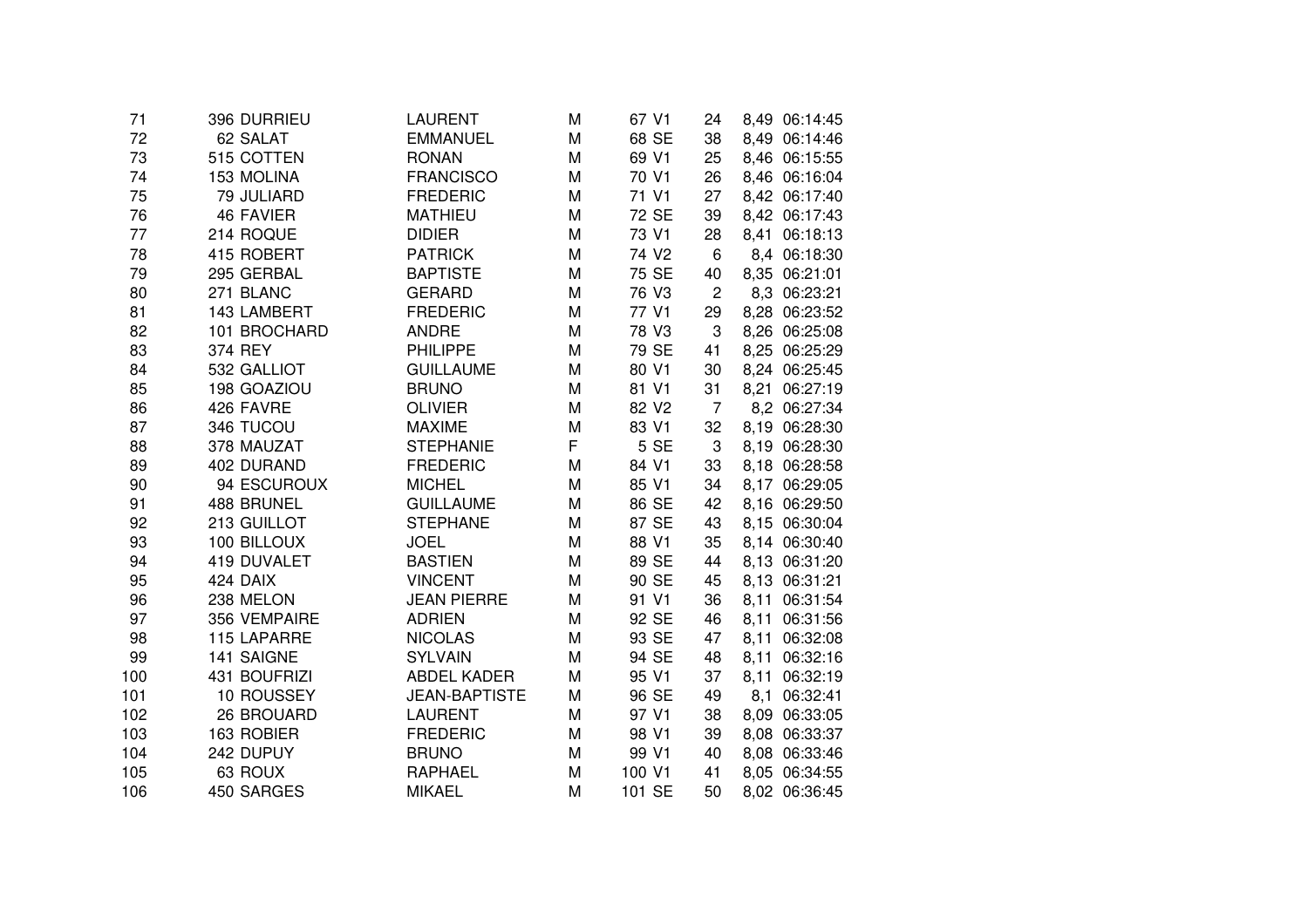| | | | | | | | | |
|---|---|---|---|---|---|---|---|---|
| 71 | 396 DURRIEU | LAURENT | M | 67 V1 | 24 | 8,49 | 06:14:45 |
| 72 | 62 SALAT | EMMANUEL | M | 68 SE | 38 | 8,49 | 06:14:46 |
| 73 | 515 COTTEN | RONAN | M | 69 V1 | 25 | 8,46 | 06:15:55 |
| 74 | 153 MOLINA | FRANCISCO | M | 70 V1 | 26 | 8,46 | 06:16:04 |
| 75 | 79 JULIARD | FREDERIC | M | 71 V1 | 27 | 8,42 | 06:17:40 |
| 76 | 46 FAVIER | MATHIEU | M | 72 SE | 39 | 8,42 | 06:17:43 |
| 77 | 214 ROQUE | DIDIER | M | 73 V1 | 28 | 8,41 | 06:18:13 |
| 78 | 415 ROBERT | PATRICK | M | 74 V2 | 6 | 8,4 | 06:18:30 |
| 79 | 295 GERBAL | BAPTISTE | M | 75 SE | 40 | 8,35 | 06:21:01 |
| 80 | 271 BLANC | GERARD | M | 76 V3 | 2 | 8,3 | 06:23:21 |
| 81 | 143 LAMBERT | FREDERIC | M | 77 V1 | 29 | 8,28 | 06:23:52 |
| 82 | 101 BROCHARD | ANDRE | M | 78 V3 | 3 | 8,26 | 06:25:08 |
| 83 | 374 REY | PHILIPPE | M | 79 SE | 41 | 8,25 | 06:25:29 |
| 84 | 532 GALLIOT | GUILLAUME | M | 80 V1 | 30 | 8,24 | 06:25:45 |
| 85 | 198 GOAZIOU | BRUNO | M | 81 V1 | 31 | 8,21 | 06:27:19 |
| 86 | 426 FAVRE | OLIVIER | M | 82 V2 | 7 | 8,2 | 06:27:34 |
| 87 | 346 TUCOU | MAXIME | M | 83 V1 | 32 | 8,19 | 06:28:30 |
| 88 | 378 MAUZAT | STEPHANIE | F | 5 SE | 3 | 8,19 | 06:28:30 |
| 89 | 402 DURAND | FREDERIC | M | 84 V1 | 33 | 8,18 | 06:28:58 |
| 90 | 94 ESCUROUX | MICHEL | M | 85 V1 | 34 | 8,17 | 06:29:05 |
| 91 | 488 BRUNEL | GUILLAUME | M | 86 SE | 42 | 8,16 | 06:29:50 |
| 92 | 213 GUILLOT | STEPHANE | M | 87 SE | 43 | 8,15 | 06:30:04 |
| 93 | 100 BILLOUX | JOEL | M | 88 V1 | 35 | 8,14 | 06:30:40 |
| 94 | 419 DUVALET | BASTIEN | M | 89 SE | 44 | 8,13 | 06:31:20 |
| 95 | 424 DAIX | VINCENT | M | 90 SE | 45 | 8,13 | 06:31:21 |
| 96 | 238 MELON | JEAN PIERRE | M | 91 V1 | 36 | 8,11 | 06:31:54 |
| 97 | 356 VEMPAIRE | ADRIEN | M | 92 SE | 46 | 8,11 | 06:31:56 |
| 98 | 115 LAPARRE | NICOLAS | M | 93 SE | 47 | 8,11 | 06:32:08 |
| 99 | 141 SAIGNE | SYLVAIN | M | 94 SE | 48 | 8,11 | 06:32:16 |
| 100 | 431 BOUFRIZI | ABDEL KADER | M | 95 V1 | 37 | 8,11 | 06:32:19 |
| 101 | 10 ROUSSEY | JEAN-BAPTISTE | M | 96 SE | 49 | 8,1 | 06:32:41 |
| 102 | 26 BROUARD | LAURENT | M | 97 V1 | 38 | 8,09 | 06:33:05 |
| 103 | 163 ROBIER | FREDERIC | M | 98 V1 | 39 | 8,08 | 06:33:37 |
| 104 | 242 DUPUY | BRUNO | M | 99 V1 | 40 | 8,08 | 06:33:46 |
| 105 | 63 ROUX | RAPHAEL | M | 100 V1 | 41 | 8,05 | 06:34:55 |
| 106 | 450 SARGES | MIKAEL | M | 101 SE | 50 | 8,02 | 06:36:45 |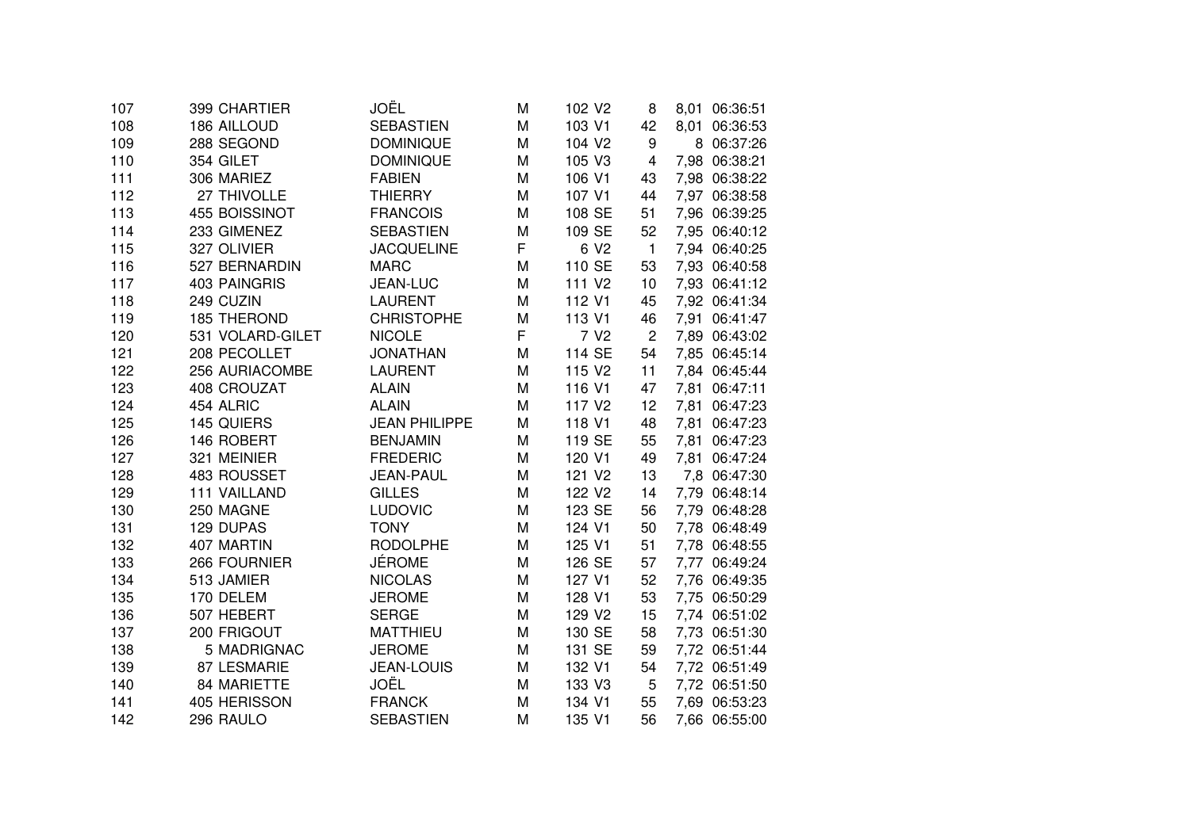| | | | | | | | | |
|---|---|---|---|---|---|---|---|---|
| 107 | 399 CHARTIER | JOËL | M | 102 V2 | 8 | 8,01 | 06:36:51 |
| 108 | 186 AILLOUD | SEBASTIEN | M | 103 V1 | 42 | 8,01 | 06:36:53 |
| 109 | 288 SEGOND | DOMINIQUE | M | 104 V2 | 9 | 8 | 06:37:26 |
| 110 | 354 GILET | DOMINIQUE | M | 105 V3 | 4 | 7,98 | 06:38:21 |
| 111 | 306 MARIEZ | FABIEN | M | 106 V1 | 43 | 7,98 | 06:38:22 |
| 112 | 27 THIVOLLE | THIERRY | M | 107 V1 | 44 | 7,97 | 06:38:58 |
| 113 | 455 BOISSINOT | FRANCOIS | M | 108 SE | 51 | 7,96 | 06:39:25 |
| 114 | 233 GIMENEZ | SEBASTIEN | M | 109 SE | 52 | 7,95 | 06:40:12 |
| 115 | 327 OLIVIER | JACQUELINE | F | 6 V2 | 1 | 7,94 | 06:40:25 |
| 116 | 527 BERNARDIN | MARC | M | 110 SE | 53 | 7,93 | 06:40:58 |
| 117 | 403 PAINGRIS | JEAN-LUC | M | 111 V2 | 10 | 7,93 | 06:41:12 |
| 118 | 249 CUZIN | LAURENT | M | 112 V1 | 45 | 7,92 | 06:41:34 |
| 119 | 185 THEROND | CHRISTOPHE | M | 113 V1 | 46 | 7,91 | 06:41:47 |
| 120 | 531 VOLARD-GILET | NICOLE | F | 7 V2 | 2 | 7,89 | 06:43:02 |
| 121 | 208 PECOLLET | JONATHAN | M | 114 SE | 54 | 7,85 | 06:45:14 |
| 122 | 256 AURIACOMBE | LAURENT | M | 115 V2 | 11 | 7,84 | 06:45:44 |
| 123 | 408 CROUZAT | ALAIN | M | 116 V1 | 47 | 7,81 | 06:47:11 |
| 124 | 454 ALRIC | ALAIN | M | 117 V2 | 12 | 7,81 | 06:47:23 |
| 125 | 145 QUIERS | JEAN PHILIPPE | M | 118 V1 | 48 | 7,81 | 06:47:23 |
| 126 | 146 ROBERT | BENJAMIN | M | 119 SE | 55 | 7,81 | 06:47:23 |
| 127 | 321 MEINIER | FREDERIC | M | 120 V1 | 49 | 7,81 | 06:47:24 |
| 128 | 483 ROUSSET | JEAN-PAUL | M | 121 V2 | 13 | 7,8 | 06:47:30 |
| 129 | 111 VAILLAND | GILLES | M | 122 V2 | 14 | 7,79 | 06:48:14 |
| 130 | 250 MAGNE | LUDOVIC | M | 123 SE | 56 | 7,79 | 06:48:28 |
| 131 | 129 DUPAS | TONY | M | 124 V1 | 50 | 7,78 | 06:48:49 |
| 132 | 407 MARTIN | RODOLPHE | M | 125 V1 | 51 | 7,78 | 06:48:55 |
| 133 | 266 FOURNIER | JÉROME | M | 126 SE | 57 | 7,77 | 06:49:24 |
| 134 | 513 JAMIER | NICOLAS | M | 127 V1 | 52 | 7,76 | 06:49:35 |
| 135 | 170 DELEM | JEROME | M | 128 V1 | 53 | 7,75 | 06:50:29 |
| 136 | 507 HEBERT | SERGE | M | 129 V2 | 15 | 7,74 | 06:51:02 |
| 137 | 200 FRIGOUT | MATTHIEU | M | 130 SE | 58 | 7,73 | 06:51:30 |
| 138 | 5 MADRIGNAC | JEROME | M | 131 SE | 59 | 7,72 | 06:51:44 |
| 139 | 87 LESMARIE | JEAN-LOUIS | M | 132 V1 | 54 | 7,72 | 06:51:49 |
| 140 | 84 MARIETTE | JOËL | M | 133 V3 | 5 | 7,72 | 06:51:50 |
| 141 | 405 HERISSON | FRANCK | M | 134 V1 | 55 | 7,69 | 06:53:23 |
| 142 | 296 RAULO | SEBASTIEN | M | 135 V1 | 56 | 7,66 | 06:55:00 |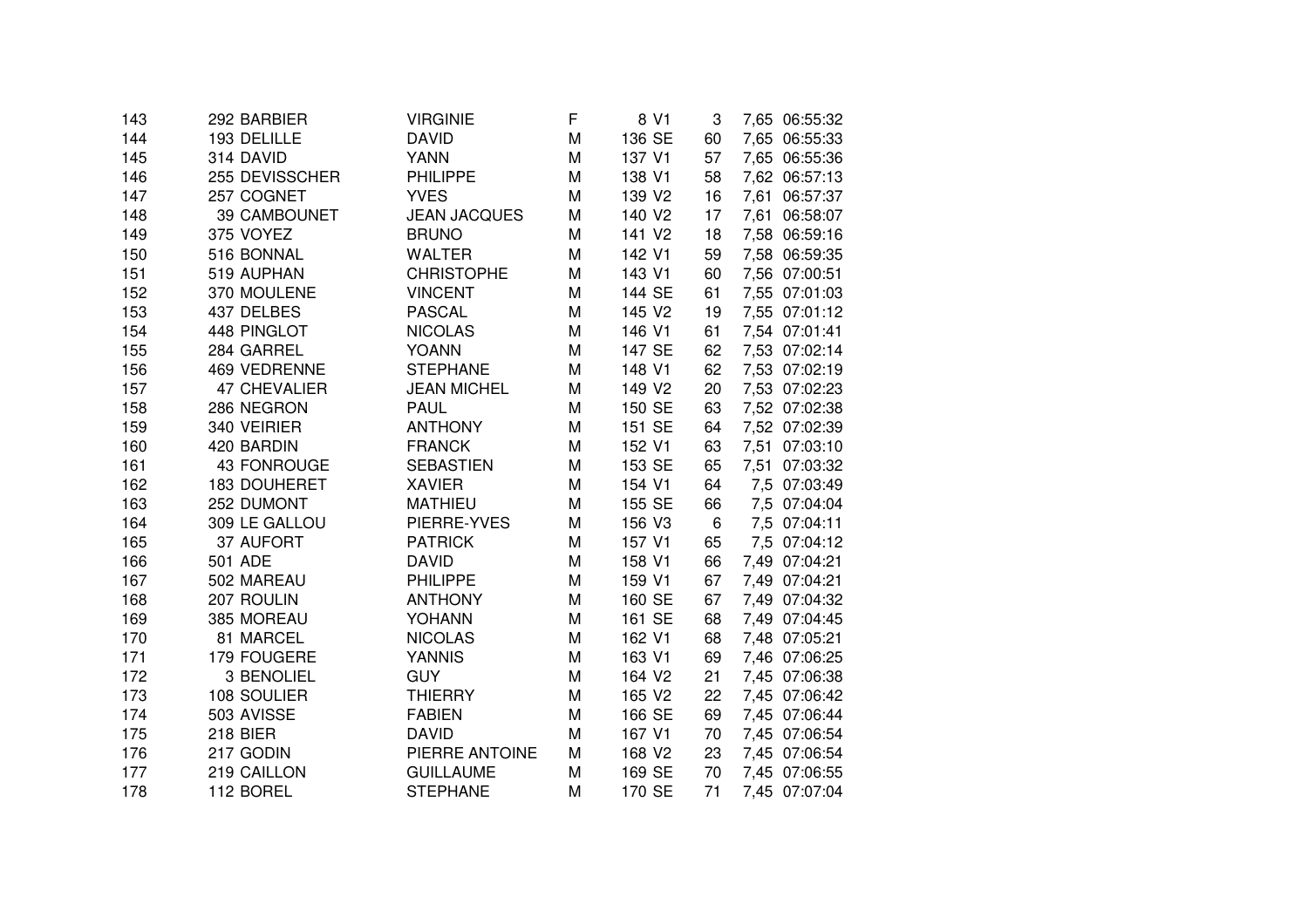| | | | | | | | | |
|---|---|---|---|---|---|---|---|---|
| 143 | 292 | BARBIER | VIRGINIE | F | 8 | V1 | 3 | 7,65 | 06:55:32 |
| 144 | 193 | DELILLE | DAVID | M | 136 | SE | 60 | 7,65 | 06:55:33 |
| 145 | 314 | DAVID | YANN | M | 137 | V1 | 57 | 7,65 | 06:55:36 |
| 146 | 255 | DEVISSCHER | PHILIPPE | M | 138 | V1 | 58 | 7,62 | 06:57:13 |
| 147 | 257 | COGNET | YVES | M | 139 | V2 | 16 | 7,61 | 06:57:37 |
| 148 | 39 | CAMBOUNET | JEAN JACQUES | M | 140 | V2 | 17 | 7,61 | 06:58:07 |
| 149 | 375 | VOYEZ | BRUNO | M | 141 | V2 | 18 | 7,58 | 06:59:16 |
| 150 | 516 | BONNAL | WALTER | M | 142 | V1 | 59 | 7,58 | 06:59:35 |
| 151 | 519 | AUPHAN | CHRISTOPHE | M | 143 | V1 | 60 | 7,56 | 07:00:51 |
| 152 | 370 | MOULENE | VINCENT | M | 144 | SE | 61 | 7,55 | 07:01:03 |
| 153 | 437 | DELBES | PASCAL | M | 145 | V2 | 19 | 7,55 | 07:01:12 |
| 154 | 448 | PINGLOT | NICOLAS | M | 146 | V1 | 61 | 7,54 | 07:01:41 |
| 155 | 284 | GARREL | YOANN | M | 147 | SE | 62 | 7,53 | 07:02:14 |
| 156 | 469 | VEDRENNE | STEPHANE | M | 148 | V1 | 62 | 7,53 | 07:02:19 |
| 157 | 47 | CHEVALIER | JEAN MICHEL | M | 149 | V2 | 20 | 7,53 | 07:02:23 |
| 158 | 286 | NEGRON | PAUL | M | 150 | SE | 63 | 7,52 | 07:02:38 |
| 159 | 340 | VEIRIER | ANTHONY | M | 151 | SE | 64 | 7,52 | 07:02:39 |
| 160 | 420 | BARDIN | FRANCK | M | 152 | V1 | 63 | 7,51 | 07:03:10 |
| 161 | 43 | FONROUGE | SEBASTIEN | M | 153 | SE | 65 | 7,51 | 07:03:32 |
| 162 | 183 | DOUHERET | XAVIER | M | 154 | V1 | 64 | 7,5 | 07:03:49 |
| 163 | 252 | DUMONT | MATHIEU | M | 155 | SE | 66 | 7,5 | 07:04:04 |
| 164 | 309 | LE GALLOU | PIERRE-YVES | M | 156 | V3 | 6 | 7,5 | 07:04:11 |
| 165 | 37 | AUFORT | PATRICK | M | 157 | V1 | 65 | 7,5 | 07:04:12 |
| 166 | 501 | ADE | DAVID | M | 158 | V1 | 66 | 7,49 | 07:04:21 |
| 167 | 502 | MAREAU | PHILIPPE | M | 159 | V1 | 67 | 7,49 | 07:04:21 |
| 168 | 207 | ROULIN | ANTHONY | M | 160 | SE | 67 | 7,49 | 07:04:32 |
| 169 | 385 | MOREAU | YOHANN | M | 161 | SE | 68 | 7,49 | 07:04:45 |
| 170 | 81 | MARCEL | NICOLAS | M | 162 | V1 | 68 | 7,48 | 07:05:21 |
| 171 | 179 | FOUGERE | YANNIS | M | 163 | V1 | 69 | 7,46 | 07:06:25 |
| 172 | 3 | BENOLIEL | GUY | M | 164 | V2 | 21 | 7,45 | 07:06:38 |
| 173 | 108 | SOULIER | THIERRY | M | 165 | V2 | 22 | 7,45 | 07:06:42 |
| 174 | 503 | AVISSE | FABIEN | M | 166 | SE | 69 | 7,45 | 07:06:44 |
| 175 | 218 | BIER | DAVID | M | 167 | V1 | 70 | 7,45 | 07:06:54 |
| 176 | 217 | GODIN | PIERRE ANTOINE | M | 168 | V2 | 23 | 7,45 | 07:06:54 |
| 177 | 219 | CAILLON | GUILLAUME | M | 169 | SE | 70 | 7,45 | 07:06:55 |
| 178 | 112 | BOREL | STEPHANE | M | 170 | SE | 71 | 7,45 | 07:07:04 |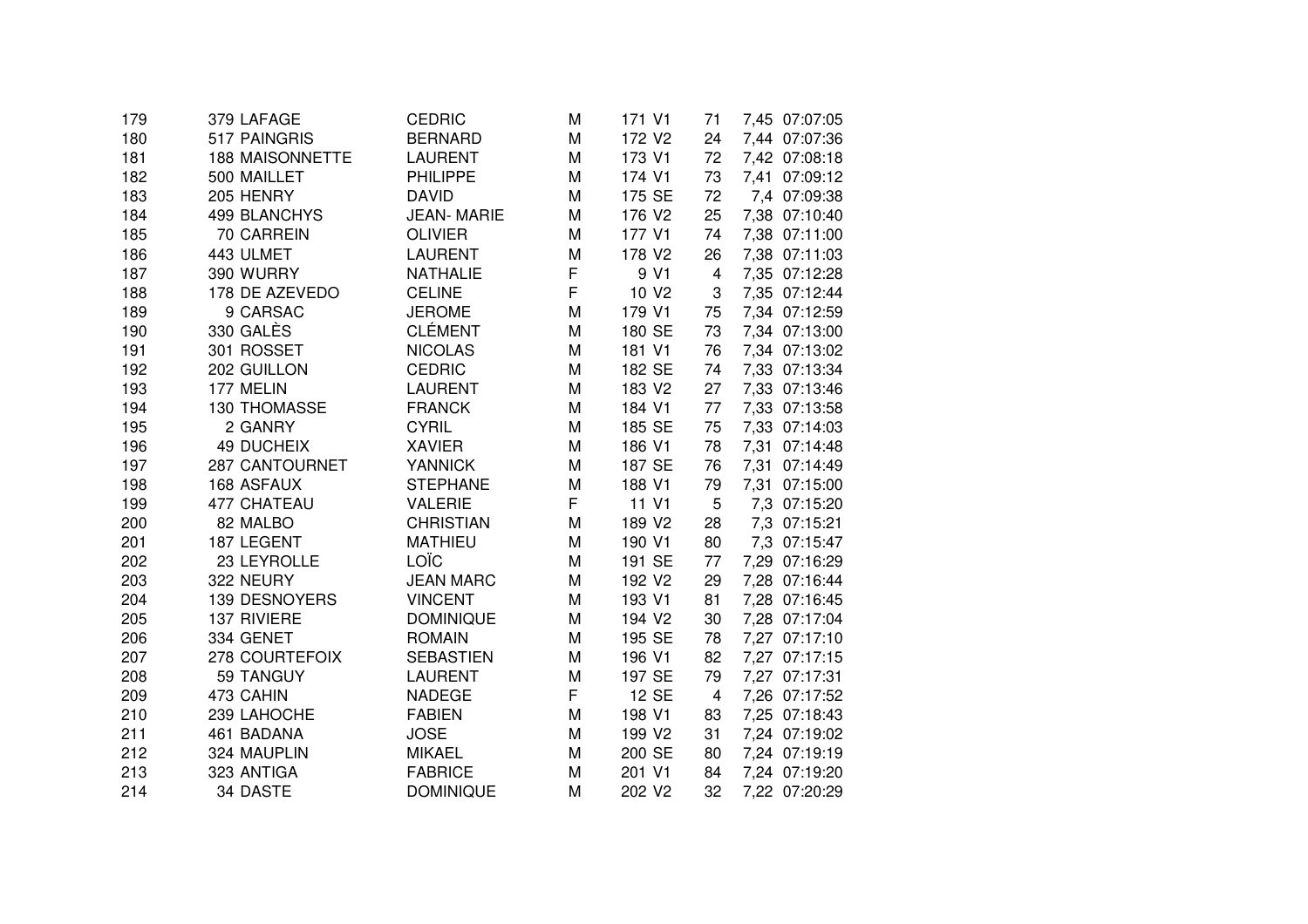| | | | | | | | | |
|---|---|---|---|---|---|---|---|---|
| 179 | 379 LAFAGE | CEDRIC | M | 171 V1 | 71 | 7,45 | 07:07:05 |
| 180 | 517 PAINGRIS | BERNARD | M | 172 V2 | 24 | 7,44 | 07:07:36 |
| 181 | 188 MAISONNETTE | LAURENT | M | 173 V1 | 72 | 7,42 | 07:08:18 |
| 182 | 500 MAILLET | PHILIPPE | M | 174 V1 | 73 | 7,41 | 07:09:12 |
| 183 | 205 HENRY | DAVID | M | 175 SE | 72 | 7,4 | 07:09:38 |
| 184 | 499 BLANCHYS | JEAN- MARIE | M | 176 V2 | 25 | 7,38 | 07:10:40 |
| 185 | 70 CARREIN | OLIVIER | M | 177 V1 | 74 | 7,38 | 07:11:00 |
| 186 | 443 ULMET | LAURENT | M | 178 V2 | 26 | 7,38 | 07:11:03 |
| 187 | 390 WURRY | NATHALIE | F | 9 V1 | 4 | 7,35 | 07:12:28 |
| 188 | 178 DE AZEVEDO | CELINE | F | 10 V2 | 3 | 7,35 | 07:12:44 |
| 189 | 9 CARSAC | JEROME | M | 179 V1 | 75 | 7,34 | 07:12:59 |
| 190 | 330 GALÈS | CLÉMENT | M | 180 SE | 73 | 7,34 | 07:13:00 |
| 191 | 301 ROSSET | NICOLAS | M | 181 V1 | 76 | 7,34 | 07:13:02 |
| 192 | 202 GUILLON | CEDRIC | M | 182 SE | 74 | 7,33 | 07:13:34 |
| 193 | 177 MELIN | LAURENT | M | 183 V2 | 27 | 7,33 | 07:13:46 |
| 194 | 130 THOMASSE | FRANCK | M | 184 V1 | 77 | 7,33 | 07:13:58 |
| 195 | 2 GANRY | CYRIL | M | 185 SE | 75 | 7,33 | 07:14:03 |
| 196 | 49 DUCHEIX | XAVIER | M | 186 V1 | 78 | 7,31 | 07:14:48 |
| 197 | 287 CANTOURNET | YANNICK | M | 187 SE | 76 | 7,31 | 07:14:49 |
| 198 | 168 ASFAUX | STEPHANE | M | 188 V1 | 79 | 7,31 | 07:15:00 |
| 199 | 477 CHATEAU | VALERIE | F | 11 V1 | 5 | 7,3 | 07:15:20 |
| 200 | 82 MALBO | CHRISTIAN | M | 189 V2 | 28 | 7,3 | 07:15:21 |
| 201 | 187 LEGENT | MATHIEU | M | 190 V1 | 80 | 7,3 | 07:15:47 |
| 202 | 23 LEYROLLE | LOÏC | M | 191 SE | 77 | 7,29 | 07:16:29 |
| 203 | 322 NEURY | JEAN MARC | M | 192 V2 | 29 | 7,28 | 07:16:44 |
| 204 | 139 DESNOYERS | VINCENT | M | 193 V1 | 81 | 7,28 | 07:16:45 |
| 205 | 137 RIVIERE | DOMINIQUE | M | 194 V2 | 30 | 7,28 | 07:17:04 |
| 206 | 334 GENET | ROMAIN | M | 195 SE | 78 | 7,27 | 07:17:10 |
| 207 | 278 COURTEFOIX | SEBASTIEN | M | 196 V1 | 82 | 7,27 | 07:17:15 |
| 208 | 59 TANGUY | LAURENT | M | 197 SE | 79 | 7,27 | 07:17:31 |
| 209 | 473 CAHIN | NADEGE | F | 12 SE | 4 | 7,26 | 07:17:52 |
| 210 | 239 LAHOCHE | FABIEN | M | 198 V1 | 83 | 7,25 | 07:18:43 |
| 211 | 461 BADANA | JOSE | M | 199 V2 | 31 | 7,24 | 07:19:02 |
| 212 | 324 MAUPLIN | MIKAEL | M | 200 SE | 80 | 7,24 | 07:19:19 |
| 213 | 323 ANTIGA | FABRICE | M | 201 V1 | 84 | 7,24 | 07:19:20 |
| 214 | 34 DASTE | DOMINIQUE | M | 202 V2 | 32 | 7,22 | 07:20:29 |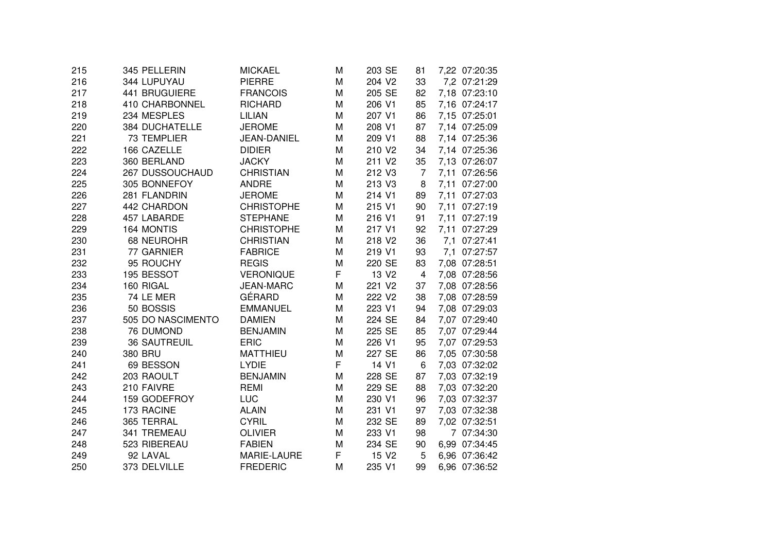| | | | | | | | | | |
|---|---|---|---|---|---|---|---|---|---|
| 215 | 345 | PELLERIN | MICKAEL | M | 203 | SE | 81 | 7,22 | 07:20:35 |
| 216 | 344 | LUPUYAU | PIERRE | M | 204 | V2 | 33 | 7,2 | 07:21:29 |
| 217 | 441 | BRUGUIERE | FRANCOIS | M | 205 | SE | 82 | 7,18 | 07:23:10 |
| 218 | 410 | CHARBONNEL | RICHARD | M | 206 | V1 | 85 | 7,16 | 07:24:17 |
| 219 | 234 | MESPLES | LILIAN | M | 207 | V1 | 86 | 7,15 | 07:25:01 |
| 220 | 384 | DUCHATELLE | JEROME | M | 208 | V1 | 87 | 7,14 | 07:25:09 |
| 221 | 73 | TEMPLIER | JEAN-DANIEL | M | 209 | V1 | 88 | 7,14 | 07:25:36 |
| 222 | 166 | CAZELLE | DIDIER | M | 210 | V2 | 34 | 7,14 | 07:25:36 |
| 223 | 360 | BERLAND | JACKY | M | 211 | V2 | 35 | 7,13 | 07:26:07 |
| 224 | 267 | DUSSOUCHAUD | CHRISTIAN | M | 212 | V3 | 7 | 7,11 | 07:26:56 |
| 225 | 305 | BONNEFOY | ANDRE | M | 213 | V3 | 8 | 7,11 | 07:27:00 |
| 226 | 281 | FLANDRIN | JEROME | M | 214 | V1 | 89 | 7,11 | 07:27:03 |
| 227 | 442 | CHARDON | CHRISTOPHE | M | 215 | V1 | 90 | 7,11 | 07:27:19 |
| 228 | 457 | LABARDE | STEPHANE | M | 216 | V1 | 91 | 7,11 | 07:27:19 |
| 229 | 164 | MONTIS | CHRISTOPHE | M | 217 | V1 | 92 | 7,11 | 07:27:29 |
| 230 | 68 | NEUROHR | CHRISTIAN | M | 218 | V2 | 36 | 7,1 | 07:27:41 |
| 231 | 77 | GARNIER | FABRICE | M | 219 | V1 | 93 | 7,1 | 07:27:57 |
| 232 | 95 | ROUCHY | REGIS | M | 220 | SE | 83 | 7,08 | 07:28:51 |
| 233 | 195 | BESSOT | VERONIQUE | F | 13 | V2 | 4 | 7,08 | 07:28:56 |
| 234 | 160 | RIGAL | JEAN-MARC | M | 221 | V2 | 37 | 7,08 | 07:28:56 |
| 235 | 74 | LE MER | GÉRARD | M | 222 | V2 | 38 | 7,08 | 07:28:59 |
| 236 | 50 | BOSSIS | EMMANUEL | M | 223 | V1 | 94 | 7,08 | 07:29:03 |
| 237 | 505 | DO NASCIMENTO | DAMIEN | M | 224 | SE | 84 | 7,07 | 07:29:40 |
| 238 | 76 | DUMOND | BENJAMIN | M | 225 | SE | 85 | 7,07 | 07:29:44 |
| 239 | 36 | SAUTREUIL | ERIC | M | 226 | V1 | 95 | 7,07 | 07:29:53 |
| 240 | 380 | BRU | MATTHIEU | M | 227 | SE | 86 | 7,05 | 07:30:58 |
| 241 | 69 | BESSON | LYDIE | F | 14 | V1 | 6 | 7,03 | 07:32:02 |
| 242 | 203 | RAOULT | BENJAMIN | M | 228 | SE | 87 | 7,03 | 07:32:19 |
| 243 | 210 | FAIVRE | REMI | M | 229 | SE | 88 | 7,03 | 07:32:20 |
| 244 | 159 | GODEFROY | LUC | M | 230 | V1 | 96 | 7,03 | 07:32:37 |
| 245 | 173 | RACINE | ALAIN | M | 231 | V1 | 97 | 7,03 | 07:32:38 |
| 246 | 365 | TERRAL | CYRIL | M | 232 | SE | 89 | 7,02 | 07:32:51 |
| 247 | 341 | TREMEAU | OLIVIER | M | 233 | V1 | 98 | 7 | 07:34:30 |
| 248 | 523 | RIBEREAU | FABIEN | M | 234 | SE | 90 | 6,99 | 07:34:45 |
| 249 | 92 | LAVAL | MARIE-LAURE | F | 15 | V2 | 5 | 6,96 | 07:36:42 |
| 250 | 373 | DELVILLE | FREDERIC | M | 235 | V1 | 99 | 6,96 | 07:36:52 |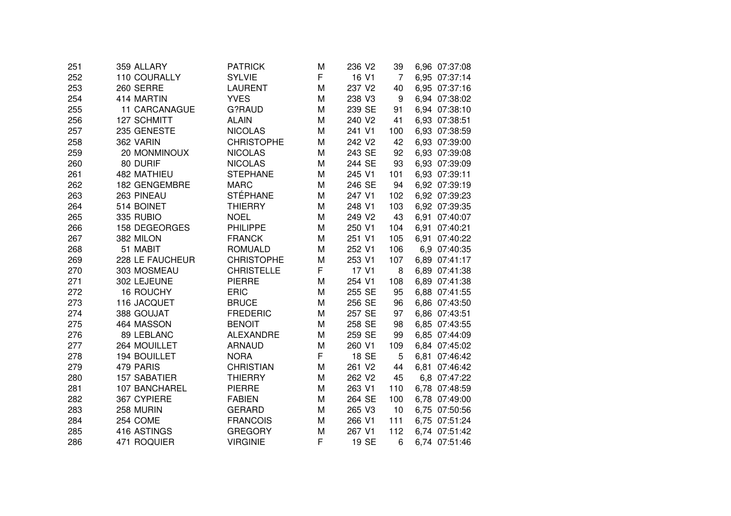| | | | | | | | | | |
|---|---|---|---|---|---|---|---|---|---|
| 251 | 359 | ALLARY | PATRICK | M | 236 | V2 | 39 | 6,96 | 07:37:08 |
| 252 | 110 | COURALLY | SYLVIE | F | 16 | V1 | 7 | 6,95 | 07:37:14 |
| 253 | 260 | SERRE | LAURENT | M | 237 | V2 | 40 | 6,95 | 07:37:16 |
| 254 | 414 | MARTIN | YVES | M | 238 | V3 | 9 | 6,94 | 07:38:02 |
| 255 | 11 | CARCANAGUE | G?RAUD | M | 239 | SE | 91 | 6,94 | 07:38:10 |
| 256 | 127 | SCHMITT | ALAIN | M | 240 | V2 | 41 | 6,93 | 07:38:51 |
| 257 | 235 | GENESTE | NICOLAS | M | 241 | V1 | 100 | 6,93 | 07:38:59 |
| 258 | 362 | VARIN | CHRISTOPHE | M | 242 | V2 | 42 | 6,93 | 07:39:00 |
| 259 | 20 | MONMINOUX | NICOLAS | M | 243 | SE | 92 | 6,93 | 07:39:08 |
| 260 | 80 | DURIF | NICOLAS | M | 244 | SE | 93 | 6,93 | 07:39:09 |
| 261 | 482 | MATHIEU | STEPHANE | M | 245 | V1 | 101 | 6,93 | 07:39:11 |
| 262 | 182 | GENGEMBRE | MARC | M | 246 | SE | 94 | 6,92 | 07:39:19 |
| 263 | 263 | PINEAU | STÉPHANE | M | 247 | V1 | 102 | 6,92 | 07:39:23 |
| 264 | 514 | BOINET | THIERRY | M | 248 | V1 | 103 | 6,92 | 07:39:35 |
| 265 | 335 | RUBIO | NOEL | M | 249 | V2 | 43 | 6,91 | 07:40:07 |
| 266 | 158 | DEGEORGES | PHILIPPE | M | 250 | V1 | 104 | 6,91 | 07:40:21 |
| 267 | 382 | MILON | FRANCK | M | 251 | V1 | 105 | 6,91 | 07:40:22 |
| 268 | 51 | MABIT | ROMUALD | M | 252 | V1 | 106 | 6,9 | 07:40:35 |
| 269 | 228 | LE FAUCHEUR | CHRISTOPHE | M | 253 | V1 | 107 | 6,89 | 07:41:17 |
| 270 | 303 | MOSMEAU | CHRISTELLE | F | 17 | V1 | 8 | 6,89 | 07:41:38 |
| 271 | 302 | LEJEUNE | PIERRE | M | 254 | V1 | 108 | 6,89 | 07:41:38 |
| 272 | 16 | ROUCHY | ERIC | M | 255 | SE | 95 | 6,88 | 07:41:55 |
| 273 | 116 | JACQUET | BRUCE | M | 256 | SE | 96 | 6,86 | 07:43:50 |
| 274 | 388 | GOUJAT | FREDERIC | M | 257 | SE | 97 | 6,86 | 07:43:51 |
| 275 | 464 | MASSON | BENOIT | M | 258 | SE | 98 | 6,85 | 07:43:55 |
| 276 | 89 | LEBLANC | ALEXANDRE | M | 259 | SE | 99 | 6,85 | 07:44:09 |
| 277 | 264 | MOUILLET | ARNAUD | M | 260 | V1 | 109 | 6,84 | 07:45:02 |
| 278 | 194 | BOUILLET | NORA | F | 18 | SE | 5 | 6,81 | 07:46:42 |
| 279 | 479 | PARIS | CHRISTIAN | M | 261 | V2 | 44 | 6,81 | 07:46:42 |
| 280 | 157 | SABATIER | THIERRY | M | 262 | V2 | 45 | 6,8 | 07:47:22 |
| 281 | 107 | BANCHAREL | PIERRE | M | 263 | V1 | 110 | 6,78 | 07:48:59 |
| 282 | 367 | CYPIERE | FABIEN | M | 264 | SE | 100 | 6,78 | 07:49:00 |
| 283 | 258 | MURIN | GERARD | M | 265 | V3 | 10 | 6,75 | 07:50:56 |
| 284 | 254 | COME | FRANCOIS | M | 266 | V1 | 111 | 6,75 | 07:51:24 |
| 285 | 416 | ASTINGS | GREGORY | M | 267 | V1 | 112 | 6,74 | 07:51:42 |
| 286 | 471 | ROQUIER | VIRGINIE | F | 19 | SE | 6 | 6,74 | 07:51:46 |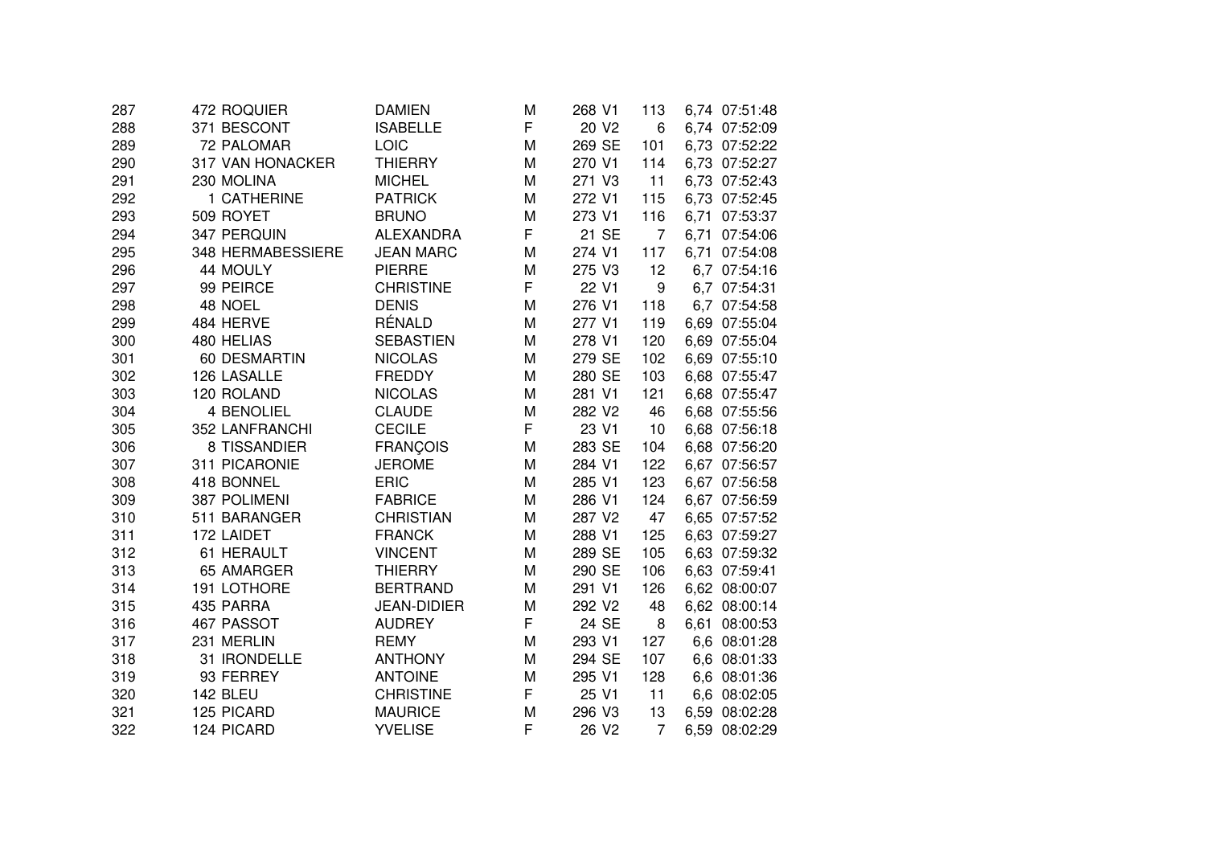| | | | | | | | | | |
|---|---|---|---|---|---|---|---|---|---|
| 287 | 472 | ROQUIER | DAMIEN | M | 268 | V1 | 113 | 6,74 | 07:51:48 |
| 288 | 371 | BESCONT | ISABELLE | F | 20 | V2 | 6 | 6,74 | 07:52:09 |
| 289 | 72 | PALOMAR | LOIC | M | 269 | SE | 101 | 6,73 | 07:52:22 |
| 290 | 317 | VAN HONACKER | THIERRY | M | 270 | V1 | 114 | 6,73 | 07:52:27 |
| 291 | 230 | MOLINA | MICHEL | M | 271 | V3 | 11 | 6,73 | 07:52:43 |
| 292 | 1 | CATHERINE | PATRICK | M | 272 | V1 | 115 | 6,73 | 07:52:45 |
| 293 | 509 | ROYET | BRUNO | M | 273 | V1 | 116 | 6,71 | 07:53:37 |
| 294 | 347 | PERQUIN | ALEXANDRA | F | 21 | SE | 7 | 6,71 | 07:54:06 |
| 295 | 348 | HERMABESSIERE | JEAN MARC | M | 274 | V1 | 117 | 6,71 | 07:54:08 |
| 296 | 44 | MOULY | PIERRE | M | 275 | V3 | 12 | 6,7 | 07:54:16 |
| 297 | 99 | PEIRCE | CHRISTINE | F | 22 | V1 | 9 | 6,7 | 07:54:31 |
| 298 | 48 | NOEL | DENIS | M | 276 | V1 | 118 | 6,7 | 07:54:58 |
| 299 | 484 | HERVE | RÉNALD | M | 277 | V1 | 119 | 6,69 | 07:55:04 |
| 300 | 480 | HELIAS | SEBASTIEN | M | 278 | V1 | 120 | 6,69 | 07:55:04 |
| 301 | 60 | DESMARTIN | NICOLAS | M | 279 | SE | 102 | 6,69 | 07:55:10 |
| 302 | 126 | LASALLE | FREDDY | M | 280 | SE | 103 | 6,68 | 07:55:47 |
| 303 | 120 | ROLAND | NICOLAS | M | 281 | V1 | 121 | 6,68 | 07:55:47 |
| 304 | 4 | BENOLIEL | CLAUDE | M | 282 | V2 | 46 | 6,68 | 07:55:56 |
| 305 | 352 | LANFRANCHI | CECILE | F | 23 | V1 | 10 | 6,68 | 07:56:18 |
| 306 | 8 | TISSANDIER | FRANÇOIS | M | 283 | SE | 104 | 6,68 | 07:56:20 |
| 307 | 311 | PICARONIE | JEROME | M | 284 | V1 | 122 | 6,67 | 07:56:57 |
| 308 | 418 | BONNEL | ERIC | M | 285 | V1 | 123 | 6,67 | 07:56:58 |
| 309 | 387 | POLIMENI | FABRICE | M | 286 | V1 | 124 | 6,67 | 07:56:59 |
| 310 | 511 | BARANGER | CHRISTIAN | M | 287 | V2 | 47 | 6,65 | 07:57:52 |
| 311 | 172 | LAIDET | FRANCK | M | 288 | V1 | 125 | 6,63 | 07:59:27 |
| 312 | 61 | HERAULT | VINCENT | M | 289 | SE | 105 | 6,63 | 07:59:32 |
| 313 | 65 | AMARGER | THIERRY | M | 290 | SE | 106 | 6,63 | 07:59:41 |
| 314 | 191 | LOTHORE | BERTRAND | M | 291 | V1 | 126 | 6,62 | 08:00:07 |
| 315 | 435 | PARRA | JEAN-DIDIER | M | 292 | V2 | 48 | 6,62 | 08:00:14 |
| 316 | 467 | PASSOT | AUDREY | F | 24 | SE | 8 | 6,61 | 08:00:53 |
| 317 | 231 | MERLIN | REMY | M | 293 | V1 | 127 | 6,6 | 08:01:28 |
| 318 | 31 | IRONDELLE | ANTHONY | M | 294 | SE | 107 | 6,6 | 08:01:33 |
| 319 | 93 | FERREY | ANTOINE | M | 295 | V1 | 128 | 6,6 | 08:01:36 |
| 320 | 142 | BLEU | CHRISTINE | F | 25 | V1 | 11 | 6,6 | 08:02:05 |
| 321 | 125 | PICARD | MAURICE | M | 296 | V3 | 13 | 6,59 | 08:02:28 |
| 322 | 124 | PICARD | YVELISE | F | 26 | V2 | 7 | 6,59 | 08:02:29 |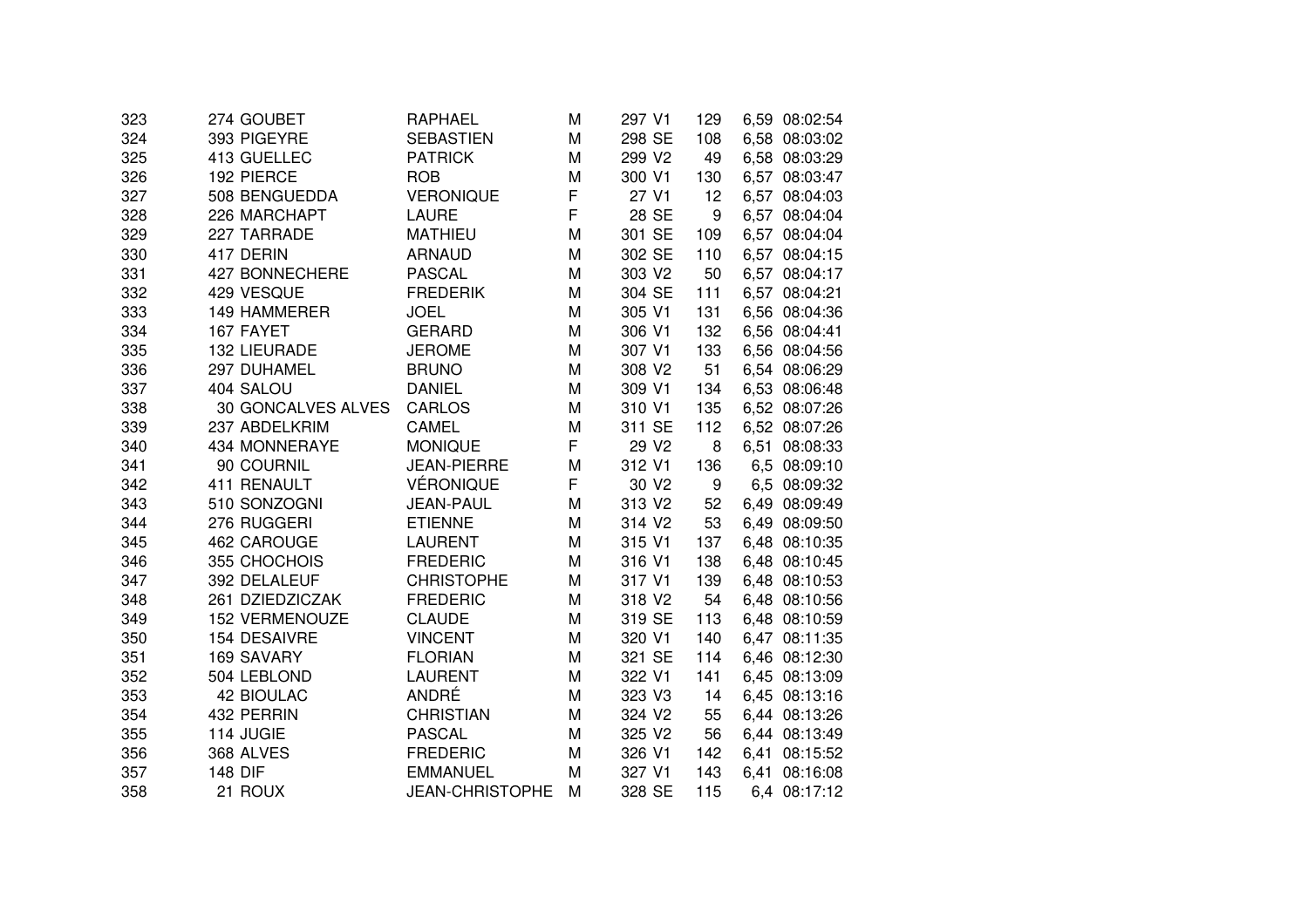| | | | | | | | | |
|---|---|---|---|---|---|---|---|---|
| 323 | 274 GOUBET | RAPHAEL | M | 297 V1 | 129 | 6,59 | 08:02:54 |
| 324 | 393 PIGEYRE | SEBASTIEN | M | 298 SE | 108 | 6,58 | 08:03:02 |
| 325 | 413 GUELLEC | PATRICK | M | 299 V2 | 49 | 6,58 | 08:03:29 |
| 326 | 192 PIERCE | ROB | M | 300 V1 | 130 | 6,57 | 08:03:47 |
| 327 | 508 BENGUEDDA | VERONIQUE | F | 27 V1 | 12 | 6,57 | 08:04:03 |
| 328 | 226 MARCHAPT | LAURE | F | 28 SE | 9 | 6,57 | 08:04:04 |
| 329 | 227 TARRADE | MATHIEU | M | 301 SE | 109 | 6,57 | 08:04:04 |
| 330 | 417 DERIN | ARNAUD | M | 302 SE | 110 | 6,57 | 08:04:15 |
| 331 | 427 BONNECHERE | PASCAL | M | 303 V2 | 50 | 6,57 | 08:04:17 |
| 332 | 429 VESQUE | FREDERIK | M | 304 SE | 111 | 6,57 | 08:04:21 |
| 333 | 149 HAMMERER | JOEL | M | 305 V1 | 131 | 6,56 | 08:04:36 |
| 334 | 167 FAYET | GERARD | M | 306 V1 | 132 | 6,56 | 08:04:41 |
| 335 | 132 LIEURADE | JEROME | M | 307 V1 | 133 | 6,56 | 08:04:56 |
| 336 | 297 DUHAMEL | BRUNO | M | 308 V2 | 51 | 6,54 | 08:06:29 |
| 337 | 404 SALOU | DANIEL | M | 309 V1 | 134 | 6,53 | 08:06:48 |
| 338 | 30 GONCALVES ALVES | CARLOS | M | 310 V1 | 135 | 6,52 | 08:07:26 |
| 339 | 237 ABDELKRIM | CAMEL | M | 311 SE | 112 | 6,52 | 08:07:26 |
| 340 | 434 MONNERAYE | MONIQUE | F | 29 V2 | 8 | 6,51 | 08:08:33 |
| 341 | 90 COURNIL | JEAN-PIERRE | M | 312 V1 | 136 | 6,5 | 08:09:10 |
| 342 | 411 RENAULT | VÉRONIQUE | F | 30 V2 | 9 | 6,5 | 08:09:32 |
| 343 | 510 SONZOGNI | JEAN-PAUL | M | 313 V2 | 52 | 6,49 | 08:09:49 |
| 344 | 276 RUGGERI | ETIENNE | M | 314 V2 | 53 | 6,49 | 08:09:50 |
| 345 | 462 CAROUGE | LAURENT | M | 315 V1 | 137 | 6,48 | 08:10:35 |
| 346 | 355 CHOCHOIS | FREDERIC | M | 316 V1 | 138 | 6,48 | 08:10:45 |
| 347 | 392 DELALEUF | CHRISTOPHE | M | 317 V1 | 139 | 6,48 | 08:10:53 |
| 348 | 261 DZIEDZICZAK | FREDERIC | M | 318 V2 | 54 | 6,48 | 08:10:56 |
| 349 | 152 VERMENOUZE | CLAUDE | M | 319 SE | 113 | 6,48 | 08:10:59 |
| 350 | 154 DESAIVRE | VINCENT | M | 320 V1 | 140 | 6,47 | 08:11:35 |
| 351 | 169 SAVARY | FLORIAN | M | 321 SE | 114 | 6,46 | 08:12:30 |
| 352 | 504 LEBLOND | LAURENT | M | 322 V1 | 141 | 6,45 | 08:13:09 |
| 353 | 42 BIOULAC | ANDRÉ | M | 323 V3 | 14 | 6,45 | 08:13:16 |
| 354 | 432 PERRIN | CHRISTIAN | M | 324 V2 | 55 | 6,44 | 08:13:26 |
| 355 | 114 JUGIE | PASCAL | M | 325 V2 | 56 | 6,44 | 08:13:49 |
| 356 | 368 ALVES | FREDERIC | M | 326 V1 | 142 | 6,41 | 08:15:52 |
| 357 | 148 DIF | EMMANUEL | M | 327 V1 | 143 | 6,41 | 08:16:08 |
| 358 | 21 ROUX | JEAN-CHRISTOPHE | M | 328 SE | 115 | 6,4 | 08:17:12 |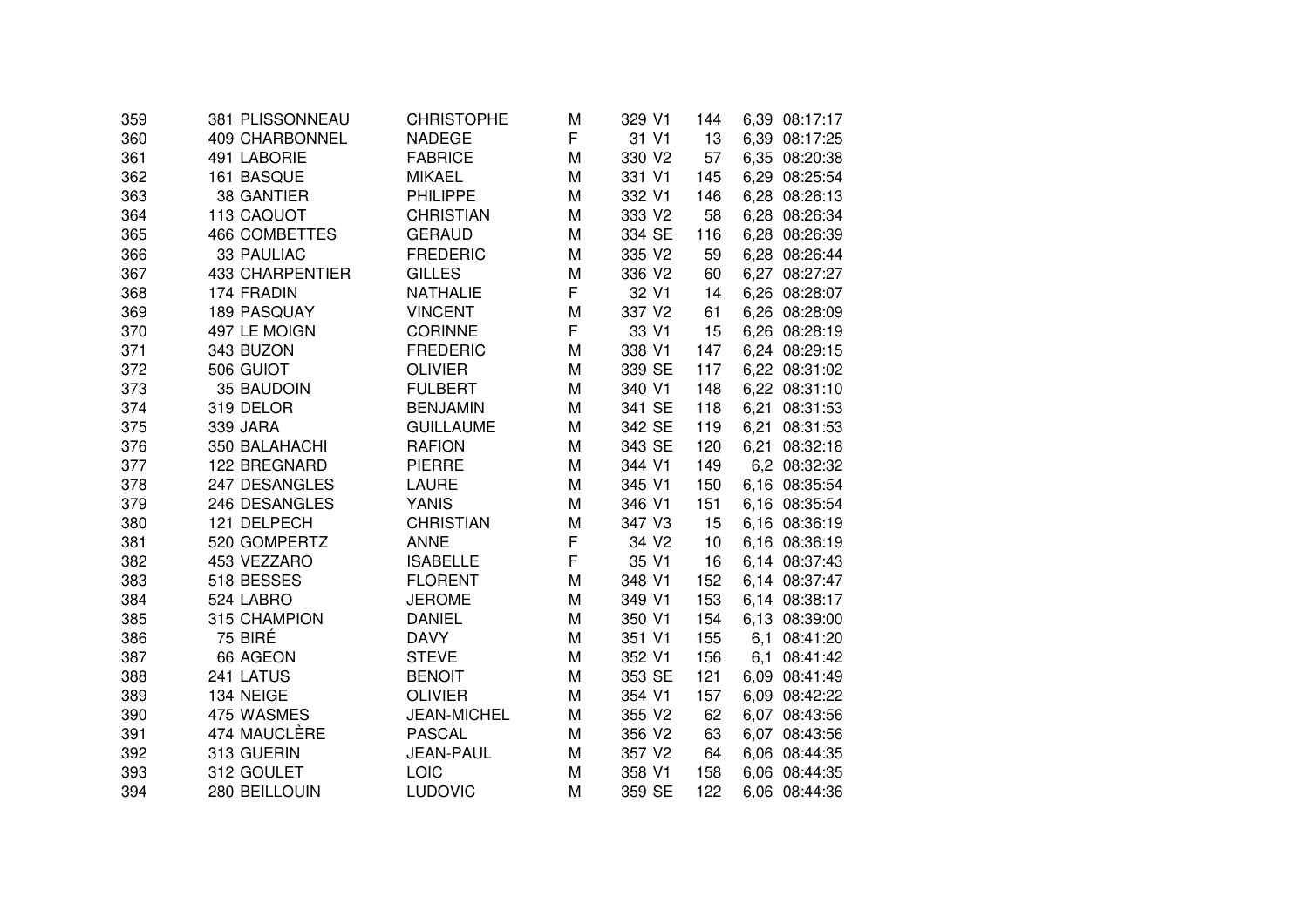| | | | | | | | | | |
|---|---|---|---|---|---|---|---|---|---|
| 359 | 381 | PLISSONNEAU | CHRISTOPHE | M | 329 | V1 | 144 | 6,39 | 08:17:17 |
| 360 | 409 | CHARBONNEL | NADEGE | F | 31 | V1 | 13 | 6,39 | 08:17:25 |
| 361 | 491 | LABORIE | FABRICE | M | 330 | V2 | 57 | 6,35 | 08:20:38 |
| 362 | 161 | BASQUE | MIKAEL | M | 331 | V1 | 145 | 6,29 | 08:25:54 |
| 363 | 38 | GANTIER | PHILIPPE | M | 332 | V1 | 146 | 6,28 | 08:26:13 |
| 364 | 113 | CAQUOT | CHRISTIAN | M | 333 | V2 | 58 | 6,28 | 08:26:34 |
| 365 | 466 | COMBETTES | GERAUD | M | 334 | SE | 116 | 6,28 | 08:26:39 |
| 366 | 33 | PAULIAC | FREDERIC | M | 335 | V2 | 59 | 6,28 | 08:26:44 |
| 367 | 433 | CHARPENTIER | GILLES | M | 336 | V2 | 60 | 6,27 | 08:27:27 |
| 368 | 174 | FRADIN | NATHALIE | F | 32 | V1 | 14 | 6,26 | 08:28:07 |
| 369 | 189 | PASQUAY | VINCENT | M | 337 | V2 | 61 | 6,26 | 08:28:09 |
| 370 | 497 | LE MOIGN | CORINNE | F | 33 | V1 | 15 | 6,26 | 08:28:19 |
| 371 | 343 | BUZON | FREDERIC | M | 338 | V1 | 147 | 6,24 | 08:29:15 |
| 372 | 506 | GUIOT | OLIVIER | M | 339 | SE | 117 | 6,22 | 08:31:02 |
| 373 | 35 | BAUDOIN | FULBERT | M | 340 | V1 | 148 | 6,22 | 08:31:10 |
| 374 | 319 | DELOR | BENJAMIN | M | 341 | SE | 118 | 6,21 | 08:31:53 |
| 375 | 339 | JARA | GUILLAUME | M | 342 | SE | 119 | 6,21 | 08:31:53 |
| 376 | 350 | BALAHACHI | RAFION | M | 343 | SE | 120 | 6,21 | 08:32:18 |
| 377 | 122 | BREGNARD | PIERRE | M | 344 | V1 | 149 | 6,2 | 08:32:32 |
| 378 | 247 | DESANGLES | LAURE | M | 345 | V1 | 150 | 6,16 | 08:35:54 |
| 379 | 246 | DESANGLES | YANIS | M | 346 | V1 | 151 | 6,16 | 08:35:54 |
| 380 | 121 | DELPECH | CHRISTIAN | M | 347 | V3 | 15 | 6,16 | 08:36:19 |
| 381 | 520 | GOMPERTZ | ANNE | F | 34 | V2 | 10 | 6,16 | 08:36:19 |
| 382 | 453 | VEZZARO | ISABELLE | F | 35 | V1 | 16 | 6,14 | 08:37:43 |
| 383 | 518 | BESSES | FLORENT | M | 348 | V1 | 152 | 6,14 | 08:37:47 |
| 384 | 524 | LABRO | JEROME | M | 349 | V1 | 153 | 6,14 | 08:38:17 |
| 385 | 315 | CHAMPION | DANIEL | M | 350 | V1 | 154 | 6,13 | 08:39:00 |
| 386 | 75 | BIRÉ | DAVY | M | 351 | V1 | 155 | 6,1 | 08:41:20 |
| 387 | 66 | AGEON | STEVE | M | 352 | V1 | 156 | 6,1 | 08:41:42 |
| 388 | 241 | LATUS | BENOIT | M | 353 | SE | 121 | 6,09 | 08:41:49 |
| 389 | 134 | NEIGE | OLIVIER | M | 354 | V1 | 157 | 6,09 | 08:42:22 |
| 390 | 475 | WASMES | JEAN-MICHEL | M | 355 | V2 | 62 | 6,07 | 08:43:56 |
| 391 | 474 | MAUCLÈRE | PASCAL | M | 356 | V2 | 63 | 6,07 | 08:43:56 |
| 392 | 313 | GUERIN | JEAN-PAUL | M | 357 | V2 | 64 | 6,06 | 08:44:35 |
| 393 | 312 | GOULET | LOIC | M | 358 | V1 | 158 | 6,06 | 08:44:35 |
| 394 | 280 | BEILLOUIN | LUDOVIC | M | 359 | SE | 122 | 6,06 | 08:44:36 |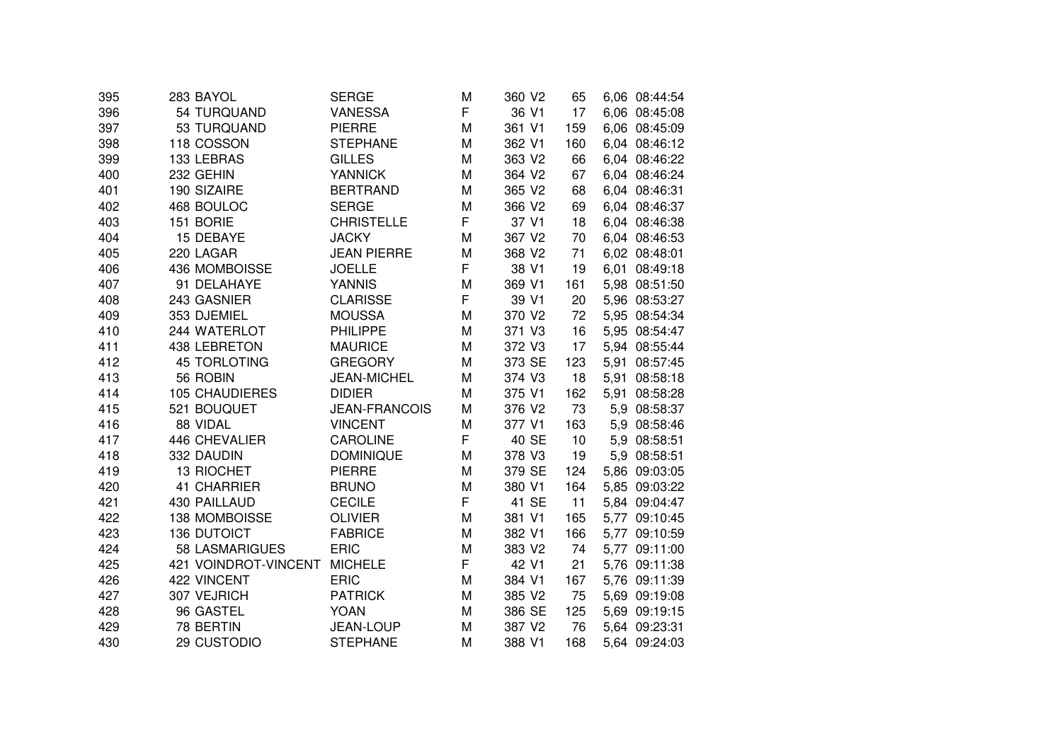| | | | | | | | | | |
|---|---|---|---|---|---|---|---|---|---|
| 395 | 283 | BAYOL | SERGE | M | 360 | V2 | 65 | 6,06 | 08:44:54 |
| 396 | 54 | TURQUAND | VANESSA | F | 36 | V1 | 17 | 6,06 | 08:45:08 |
| 397 | 53 | TURQUAND | PIERRE | M | 361 | V1 | 159 | 6,06 | 08:45:09 |
| 398 | 118 | COSSON | STEPHANE | M | 362 | V1 | 160 | 6,04 | 08:46:12 |
| 399 | 133 | LEBRAS | GILLES | M | 363 | V2 | 66 | 6,04 | 08:46:22 |
| 400 | 232 | GEHIN | YANNICK | M | 364 | V2 | 67 | 6,04 | 08:46:24 |
| 401 | 190 | SIZAIRE | BERTRAND | M | 365 | V2 | 68 | 6,04 | 08:46:31 |
| 402 | 468 | BOULOC | SERGE | M | 366 | V2 | 69 | 6,04 | 08:46:37 |
| 403 | 151 | BORIE | CHRISTELLE | F | 37 | V1 | 18 | 6,04 | 08:46:38 |
| 404 | 15 | DEBAYE | JACKY | M | 367 | V2 | 70 | 6,04 | 08:46:53 |
| 405 | 220 | LAGAR | JEAN PIERRE | M | 368 | V2 | 71 | 6,02 | 08:48:01 |
| 406 | 436 | MOMBOISSE | JOELLE | F | 38 | V1 | 19 | 6,01 | 08:49:18 |
| 407 | 91 | DELAHAYE | YANNIS | M | 369 | V1 | 161 | 5,98 | 08:51:50 |
| 408 | 243 | GASNIER | CLARISSE | F | 39 | V1 | 20 | 5,96 | 08:53:27 |
| 409 | 353 | DJEMIEL | MOUSSA | M | 370 | V2 | 72 | 5,95 | 08:54:34 |
| 410 | 244 | WATERLOT | PHILIPPE | M | 371 | V3 | 16 | 5,95 | 08:54:47 |
| 411 | 438 | LEBRETON | MAURICE | M | 372 | V3 | 17 | 5,94 | 08:55:44 |
| 412 | 45 | TORLOTING | GREGORY | M | 373 | SE | 123 | 5,91 | 08:57:45 |
| 413 | 56 | ROBIN | JEAN-MICHEL | M | 374 | V3 | 18 | 5,91 | 08:58:18 |
| 414 | 105 | CHAUDIERES | DIDIER | M | 375 | V1 | 162 | 5,91 | 08:58:28 |
| 415 | 521 | BOUQUET | JEAN-FRANCOIS | M | 376 | V2 | 73 | 5,9 | 08:58:37 |
| 416 | 88 | VIDAL | VINCENT | M | 377 | V1 | 163 | 5,9 | 08:58:46 |
| 417 | 446 | CHEVALIER | CAROLINE | F | 40 | SE | 10 | 5,9 | 08:58:51 |
| 418 | 332 | DAUDIN | DOMINIQUE | M | 378 | V3 | 19 | 5,9 | 08:58:51 |
| 419 | 13 | RIOCHET | PIERRE | M | 379 | SE | 124 | 5,86 | 09:03:05 |
| 420 | 41 | CHARRIER | BRUNO | M | 380 | V1 | 164 | 5,85 | 09:03:22 |
| 421 | 430 | PAILLAUD | CECILE | F | 41 | SE | 11 | 5,84 | 09:04:47 |
| 422 | 138 | MOMBOISSE | OLIVIER | M | 381 | V1 | 165 | 5,77 | 09:10:45 |
| 423 | 136 | DUTOICT | FABRICE | M | 382 | V1 | 166 | 5,77 | 09:10:59 |
| 424 | 58 | LASMARIGUES | ERIC | M | 383 | V2 | 74 | 5,77 | 09:11:00 |
| 425 | 421 | VOINDROT-VINCENT | MICHELE | F | 42 | V1 | 21 | 5,76 | 09:11:38 |
| 426 | 422 | VINCENT | ERIC | M | 384 | V1 | 167 | 5,76 | 09:11:39 |
| 427 | 307 | VEJRICH | PATRICK | M | 385 | V2 | 75 | 5,69 | 09:19:08 |
| 428 | 96 | GASTEL | YOAN | M | 386 | SE | 125 | 5,69 | 09:19:15 |
| 429 | 78 | BERTIN | JEAN-LOUP | M | 387 | V2 | 76 | 5,64 | 09:23:31 |
| 430 | 29 | CUSTODIO | STEPHANE | M | 388 | V1 | 168 | 5,64 | 09:24:03 |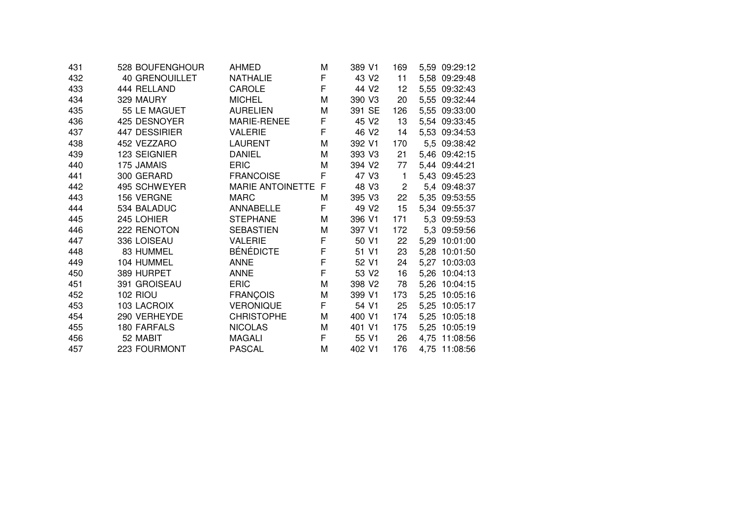| | | | | | | | | | |
|---|---|---|---|---|---|---|---|---|---|
| 431 | 528 | BOUFENGHOUR | AHMED | M | 389 | V1 | 169 | 5,59 | 09:29:12 |
| 432 | 40 | GRENOUILLET | NATHALIE | F | 43 | V2 | 11 | 5,58 | 09:29:48 |
| 433 | 444 | RELLAND | CAROLE | F | 44 | V2 | 12 | 5,55 | 09:32:43 |
| 434 | 329 | MAURY | MICHEL | M | 390 | V3 | 20 | 5,55 | 09:32:44 |
| 435 | 55 | LE MAGUET | AURELIEN | M | 391 | SE | 126 | 5,55 | 09:33:00 |
| 436 | 425 | DESNOYER | MARIE-RENEE | F | 45 | V2 | 13 | 5,54 | 09:33:45 |
| 437 | 447 | DESSIRIER | VALERIE | F | 46 | V2 | 14 | 5,53 | 09:34:53 |
| 438 | 452 | VEZZARO | LAURENT | M | 392 | V1 | 170 | 5,5 | 09:38:42 |
| 439 | 123 | SEIGNIER | DANIEL | M | 393 | V3 | 21 | 5,46 | 09:42:15 |
| 440 | 175 | JAMAIS | ERIC | M | 394 | V2 | 77 | 5,44 | 09:44:21 |
| 441 | 300 | GERARD | FRANCOISE | F | 47 | V3 | 1 | 5,43 | 09:45:23 |
| 442 | 495 | SCHWEYER | MARIE ANTOINETTE | F | 48 | V3 | 2 | 5,4 | 09:48:37 |
| 443 | 156 | VERGNE | MARC | M | 395 | V3 | 22 | 5,35 | 09:53:55 |
| 444 | 534 | BALADUC | ANNABELLE | F | 49 | V2 | 15 | 5,34 | 09:55:37 |
| 445 | 245 | LOHIER | STEPHANE | M | 396 | V1 | 171 | 5,3 | 09:59:53 |
| 446 | 222 | RENOTON | SEBASTIEN | M | 397 | V1 | 172 | 5,3 | 09:59:56 |
| 447 | 336 | LOISEAU | VALERIE | F | 50 | V1 | 22 | 5,29 | 10:01:00 |
| 448 | 83 | HUMMEL | BÉNÉDICTE | F | 51 | V1 | 23 | 5,28 | 10:01:50 |
| 449 | 104 | HUMMEL | ANNE | F | 52 | V1 | 24 | 5,27 | 10:03:03 |
| 450 | 389 | HURPET | ANNE | F | 53 | V2 | 16 | 5,26 | 10:04:13 |
| 451 | 391 | GROISEAU | ERIC | M | 398 | V2 | 78 | 5,26 | 10:04:15 |
| 452 | 102 | RIOU | FRANÇOIS | M | 399 | V1 | 173 | 5,25 | 10:05:16 |
| 453 | 103 | LACROIX | VERONIQUE | F | 54 | V1 | 25 | 5,25 | 10:05:17 |
| 454 | 290 | VERHEYDE | CHRISTOPHE | M | 400 | V1 | 174 | 5,25 | 10:05:18 |
| 455 | 180 | FARFALS | NICOLAS | M | 401 | V1 | 175 | 5,25 | 10:05:19 |
| 456 | 52 | MABIT | MAGALI | F | 55 | V1 | 26 | 4,75 | 11:08:56 |
| 457 | 223 | FOURMONT | PASCAL | M | 402 | V1 | 176 | 4,75 | 11:08:56 |